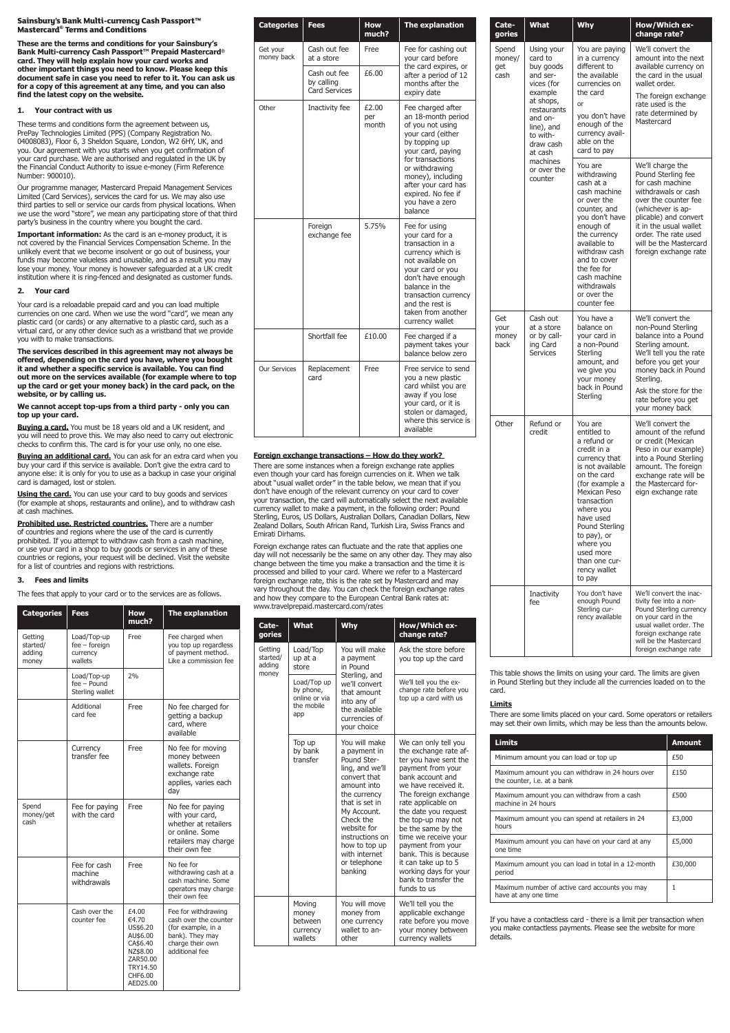**Sainsbury's Bank Multi-currency Cash Passport™ Mastercard® Terms and Conditions**

**These are the terms and conditions for your Sainsbury's Bank Multi-currency Cash Passport™ Prepaid Mastercard® card. They will help explain how your card works and other important things you need to know. Please keep this document safe in case you need to refer to it. You can ask us for a copy of this agreement at any time, and you can also find the latest copy on the website.**

## 1. Your contract with us

These terms and conditions form the agreement between us, PrePay Technologies Limited (PPS) (Company Registration No. 04008083), Floor 6, 3 Sheldon Square, London, W2 6HY, UK, and you. Our agreement with you starts when you get confirmation of your card purchase. We are authorised and regulated in the UK by the Financial Conduct Authority to issue e-money (Firm Reference Number: 900010).

Our programme manager, Mastercard Prepaid Management Services Limited (Card Services), services the card for us. We may also use third parties to sell or service our cards from physical locations. When we use the word "store", we mean any participating store of that third party's business in the country where you bought the card.

**Important information:** As the card is an e-money product, it is not covered by the Financial Services Compensation Scheme. In the unlikely event that we become insolvent or go out of business, your funds may become valueless and unusable, and as a result you may lose your money. Your money is however safeguarded at a UK credit institution where it is ring-fenced and designated as customer funds.

## 2. Your card

Your card is a reloadable prepaid card and you can load multiple currencies on one card. When we use the word "card", we mean any plastic card (or cards) or any alternative to a plastic card, such as a virtual card, or any other device such as a wristband that we provide you with to make transactions.

**The services described in this agreement may not always be offered, depending on the card you have, where you bought it and whether a specific service is available. You can find out more on the services available (for example where to top up the card or get your money back) in the card pack, on the website, or by calling us.**

**We cannot accept top-ups from a third party - only you can top up your card.**

**Buying a card.** You must be 18 years old and a UK resident, and you will need to prove this. We may also need to carry out electronic checks to confirm this. The card is for your use only, no one else.

**Buying an additional card.** You can ask for an extra card when you buy your card if this service is available. Don't give the extra card to anyone else: it is only for you to use as a backup in case your original card is damaged, lost or stolen.

**Using the card.** You can use your card to buy goods and services (for example at shops, restaurants and online), and to withdraw cash at cash machines.

**Prohibited use. Restricted countries.** There are a number of countries and regions where the use of the card is currently prohibited. If you attempt to withdraw cash from a cash machine, or use your card in a shop to buy goods or services in any of these countries or regions, your request will be declined. Visit the website for a list of countries and regions with restrictions.

## 3. Fees and limits

The fees that apply to your card or to the services are as follows.

| Categories | Fees | How much? | The explanation |
|---|---|---|---|
| Getting started/ adding money | Load/Top-up fee – foreign currency wallets | Free | Fee charged when you top up regardless of payment method. Like a commission fee |
| | Load/Top-up fee – Pound Sterling wallet | 2% | |
| | Additional card fee | Free | No fee charged for getting a backup card, where available |
| | Currency transfer fee | Free | No fee for moving money between wallets. Foreign exchange rate applies, varies each day |
| Spend money/get cash | Fee for paying with the card | Free | No fee for paying with your card, whether at retailers or online. Some retailers may charge their own fee |
| | Fee for cash machine withdrawals | Free | No fee for withdrawing cash at a cash machine. Some operators may charge their own fee |
| | Cash over the counter fee | £4.00 €4.70 US$6.20 AU$6.00 CA$6.40 NZ$8.00 ZAR50.00 TRY14.50 CHF6.00 AED25.00 | Fee for withdrawing cash over the counter (for example, in a bank). They may charge their own additional fee |
| Get your money back | Cash out fee at a store | Free | Fee for cashing out your card before the card expires, or after a period of 12 months after the expiry date |
| | Cash out fee by calling Card Services | £6.00 | |
| Other | Inactivity fee | £2.00 per month | Fee charged after an 18-month period of you not using your card (either by topping up your card, paying for transactions or withdrawing money), including after your card has expired. No fee if you have a zero balance |
| | Foreign exchange fee | 5.75% | Fee for using your card for a transaction in a currency which is not available on your card or you don't have enough balance in the transaction currency and the rest is taken from another currency wallet |
| | Shortfall fee | £10.00 | Fee charged if a payment takes your balance below zero |
| Our Services | Replacement card | Free | Free service to send you a new plastic card whilst you are away if you lose your card, or it is stolen or damaged, where this service is available |

**Foreign exchange transactions – How do they work?**

There are some instances when a foreign exchange rate applies even though your card has foreign currencies on it. When we talk about "usual wallet order" in the table below, we mean that if you don't have enough of the relevant currency on your card to cover your transaction, the card will automatically select the next available currency wallet to make a payment, in the following order: Pound Sterling, Euros, US Dollars, Australian Dollars, Canadian Dollars, New Zealand Dollars, South African Rand, Turkish Lira, Swiss Francs and Emirati Dirhams.

Foreign exchange rates can fluctuate and the rate that applies one day will not necessarily be the same on any other day. They may also change between the time you make a transaction and the time it is processed and billed to your card. Where we refer to a Mastercard foreign exchange rate, this is the rate set by Mastercard and may vary throughout the day. You can check the foreign exchange rates and how they compare to the European Central Bank rates at: www.travelprepaid.mastercard.com/rates

| Categories | What | Why | How/Which exchange rate? |
|---|---|---|---|
| Getting started/ adding money | Load/Top up at a store | You will make a payment in Pound Sterling, and we'll convert that amount into any of the available currencies of your choice | Ask the store before you top up the card |
| | Load/Top up by phone, online or via the mobile app | | We'll tell you the exchange rate before you top up a card with us |
| | Top up by bank transfer | You will make a payment in Pound Sterling, and we'll convert that amount into the currency that is set in My Account. Check the website for instructions on how to top up with internet or telephone banking | We can only tell you the exchange rate after you have sent the payment from your bank account and we have received it. The foreign exchange rate applicable on the date you request the top-up may not be the same by the time we receive your payment from your bank. This is because it can take up to 5 working days for your bank to transfer the funds to us |
| | Moving money between currency wallets | You will move money from one currency wallet to another | We'll tell you the applicable exchange rate before you move your money between currency wallets |
| Spend money/ get cash | Using your card to buy goods and services (for example at shops, restaurants and online), and to withdraw cash at cash machines or over the counter | You are paying in a currency different to the available currencies on the card or you don't have enough of the currency available on the card to pay | We'll convert the amount into the next available currency on the card in the usual wallet order. The foreign exchange rate used is the rate determined by Mastercard |
| | | You are withdrawing cash at a cash machine or over the counter, and you don't have enough of the currency available to withdraw cash and to cover the fee for cash machine withdrawals or over the counter fee | We'll charge the Pound Sterling fee for cash machine withdrawals or cash over the counter fee (whichever is applicable) and convert it in the usual wallet order. The rate used will be the Mastercard foreign exchange rate |
| Get your money back | Cash out at a store or by calling Card Services | You have a balance on your card in a non-Pound Sterling amount, and we give you your money back in Pound Sterling | We'll convert the non-Pound Sterling balance into a Pound Sterling amount. We'll tell you the rate before you get your money back in Pound Sterling. Ask the store for the rate before you get your money back |
| Other | Refund or credit | You are entitled to a refund or credit in a currency that is not available on the card (for example a Mexican Peso transaction where you have used Pound Sterling to pay), or where you used more than one currency wallet to pay | We'll convert the amount of the refund or credit (Mexican Peso in our example) into a Pound Sterling amount. The foreign exchange rate will be the Mastercard foreign exchange rate |
| | Inactivity fee | You don't have enough Pound Sterling currency available | We'll convert the inactivity fee into a non-Pound Sterling currency on your card in the usual wallet order. The foreign exchange rate will be the Mastercard foreign exchange rate |

This table shows the limits on using your card. The limits are given in Pound Sterling but they include all the currencies loaded on to the card.

**Limits**

There are some limits placed on your card. Some operators or retailers may set their own limits, which may be less than the amounts below.

| Limits | Amount |
|---|---|
| Minimum amount you can load or top up | £50 |
| Maximum amount you can withdraw in 24 hours over the counter, i.e. at a bank | £150 |
| Maximum amount you can withdraw from a cash machine in 24 hours | £500 |
| Maximum amount you can spend at retailers in 24 hours | £3,000 |
| Maximum amount you can have on your card at any one time | £5,000 |
| Maximum amount you can load in total in a 12-month period | £30,000 |
| Maximum number of active card accounts you may have at any one time | 1 |

If you have a contactless card - there is a limit per transaction when you make contactless payments. Please see the website for more details.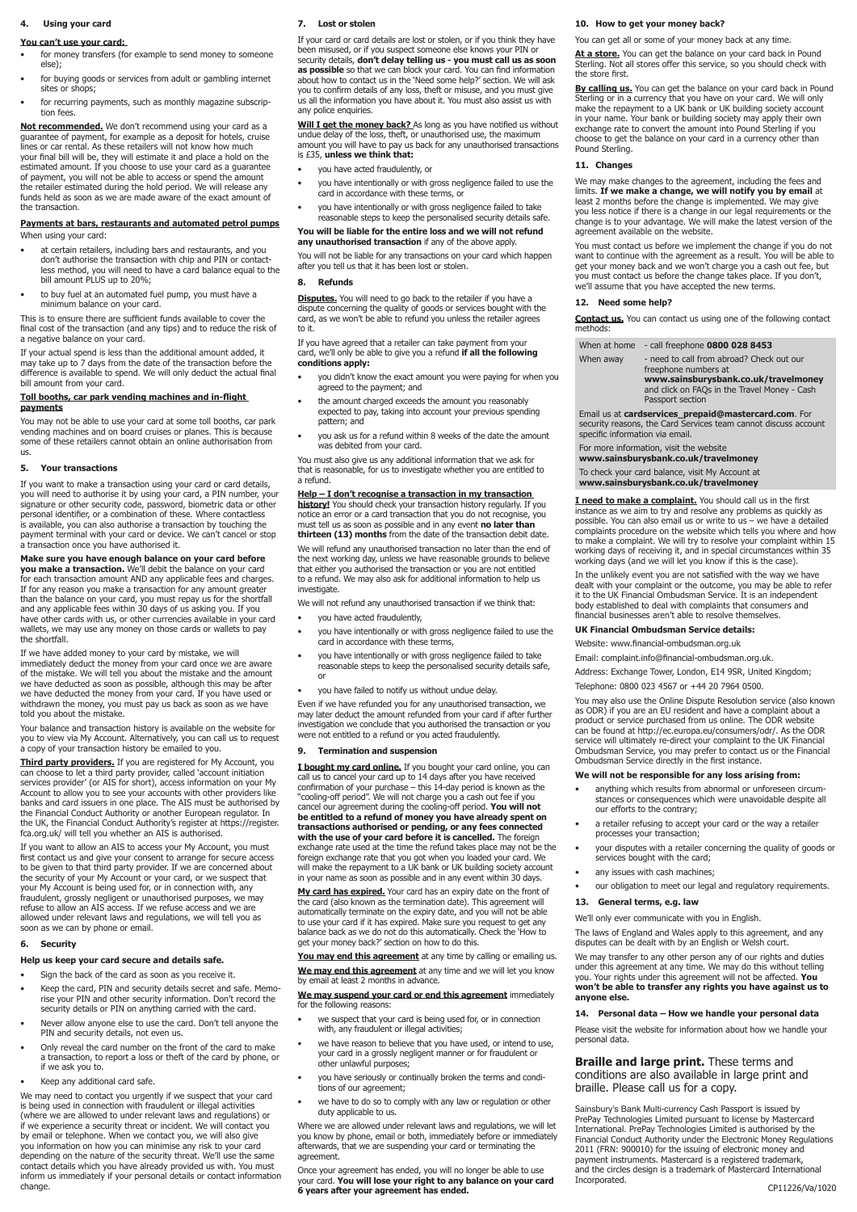## 4. Using your card

**You can't use your card:**

- for money transfers (for example to send money to someone else);
- for buying goods or services from adult or gambling internet sites or shops;
- for recurring payments, such as monthly magazine subscription fees.

**Not recommended.** We don't recommend using your card as a guarantee of payment, for example as a deposit for hotels, cruise lines or car rental. As these retailers will not know how much your final bill will be, they will estimate it and place a hold on the estimated amount. If you choose to use your card as a guarantee of payment, you will not be able to access or spend the amount the retailer estimated during the hold period. We will release any funds held as soon as we are made aware of the exact amount of the transaction.

**Payments at bars, restaurants and automated petrol pumps**

When using your card:

- at certain retailers, including bars and restaurants, and you don't authorise the transaction with chip and PIN or contactless method, you will need to have a card balance equal to the bill amount PLUS up to 20%;
- to buy fuel at an automated fuel pump, you must have a minimum balance on your card.

This is to ensure there are sufficient funds available to cover the final cost of the transaction (and any tips) and to reduce the risk of a negative balance on your card.

If your actual spend is less than the additional amount added, it may take up to 7 days from the date of the transaction before the difference is available to spend. We will only deduct the actual final bill amount from your card.

**Toll booths, car park vending machines and in-flight payments**

You may not be able to use your card at some toll booths, car park vending machines and on board cruises or planes. This is because some of these retailers cannot obtain an online authorisation from us.

## 5. Your transactions

If you want to make a transaction using your card or card details, you will need to authorise it by using your card, a PIN number, your signature or other security code, password, biometric data or other personal identifier, or a combination of these. Where contactless is available, you can also authorise a transaction by touching the payment terminal with your card or device. We can't cancel or stop a transaction once you have authorised it.

**Make sure you have enough balance on your card before you make a transaction.** We'll debit the balance on your card for each transaction amount AND any applicable fees and charges. If for any reason you make a transaction for any amount greater than the balance on your card, you must repay us for the shortfall and any applicable fees within 30 days of us asking you. If you have other cards with us, or other currencies available in your card wallets, we may use any money on those cards or wallets to pay the shortfall.

If we have added money to your card by mistake, we will immediately deduct the money from your card once we are aware of the mistake. We will tell you about the mistake and the amount we have deducted as soon as possible, although this may be after we have deducted the money from your card. If you have used or withdrawn the money, you must pay us back as soon as we have told you about the mistake.

Your balance and transaction history is available on the website for you to view via My Account. Alternatively, you can call us to request a copy of your transaction history be emailed to you.

**Third party providers.** If you are registered for My Account, you can choose to let a third party provider, called 'account initiation services provider' (or AIS for short), access information on your My Account to allow you to see your accounts with other providers like banks and card issuers in one place. The AIS must be authorised by the Financial Conduct Authority or another European regulator. In the UK, the Financial Conduct Authority's register at https://register.fca.org.uk/ will tell you whether an AIS is authorised.

If you want to allow an AIS to access your My Account, you must first contact us and give your consent to arrange for secure access to be given to that third party provider. If we are concerned about the security of your My Account or your card, or we suspect that your My Account is being used for, or in connection with, any fraudulent, grossly negligent or unauthorised purposes, we may refuse to allow an AIS access. If we refuse access and we are allowed under relevant laws and regulations, we will tell you as soon as we can by phone or email.

## 6. Security

**Help us keep your card secure and details safe.**

- Sign the back of the card as soon as you receive it.
- Keep the card, PIN and security details secret and safe. Memorise your PIN and other security information. Don't record the security details or PIN on anything carried with the card.
- Never allow anyone else to use the card. Don't tell anyone the PIN and security details, not even us.
- Only reveal the card number on the front of the card to make a transaction, to report a loss or theft of the card by phone, or if we ask you to.
- Keep any additional card safe.

We may need to contact you urgently if we suspect that your card is being used in connection with fraudulent or illegal activities (where we are allowed to under relevant laws and regulations) or if we experience a security threat or incident. We will contact you by email or telephone. When we contact you, we will also give you information on how you can minimise any risk to your card depending on the nature of the security threat. We'll use the same contact details which you have already provided us with. You must inform us immediately if your personal details or contact information change.

## 7. Lost or stolen

If your card or card details are lost or stolen, or if you think they have been misused, or if you suspect someone else knows your PIN or security details, **don't delay telling us - you must call us as soon as possible** so that we can block your card. You can find information about how to contact us in the 'Need some help?' section. We will ask you to confirm details of any loss, theft or misuse, and you must give us all the information you have about it. You must also assist us with any police enquiries.

**Will I get the money back?** As long as you have notified us without undue delay of the loss, theft, or unauthorised use, the maximum amount you will have to pay us back for any unauthorised transactions is £35, **unless we think that:**

- you have acted fraudulently, or
- you have intentionally or with gross negligence failed to use the card in accordance with these terms, or
- you have intentionally or with gross negligence failed to take reasonable steps to keep the personalised security details safe.

**You will be liable for the entire loss and we will not refund any unauthorised transaction** if any of the above apply.

You will not be liable for any transactions on your card which happen after you tell us that it has been lost or stolen.

## 8. Refunds

**Disputes.** You will need to go back to the retailer if you have a dispute concerning the quality of goods or services bought with the card, as we won't be able to refund you unless the retailer agrees to it.

If you have agreed that a retailer can take payment from your card, we'll only be able to give you a refund **if all the following conditions apply:**

- you didn't know the exact amount you were paying for when you agreed to the payment; and
- the amount charged exceeds the amount you reasonably expected to pay, taking into account your previous spending pattern; and
- you ask us for a refund within 8 weeks of the date the amount was debited from your card.

You must also give us any additional information that we ask for that is reasonable, for us to investigate whether you are entitled to a refund.

**Help – I don't recognise a transaction in my transaction history!** You should check your transaction history regularly. If you notice an error or a card transaction that you do not recognise, you must tell us as soon as possible and in any event **no later than thirteen (13) months** from the date of the transaction debit date.

We will refund any unauthorised transaction no later than the end of the next working day, unless we have reasonable grounds to believe that either you authorised the transaction or you are not entitled to a refund. We may also ask for additional information to help us investigate.

We will not refund any unauthorised transaction if we think that:

- you have acted fraudulently,
- you have intentionally or with gross negligence failed to use the card in accordance with these terms,
- you have intentionally or with gross negligence failed to take reasonable steps to keep the personalised security details safe, or
- you have failed to notify us without undue delay.

Even if we have refunded you for any unauthorised transaction, we may later deduct the amount refunded from your card if after further investigation we conclude that you authorised the transaction or you were not entitled to a refund or you acted fraudulently.

## 9. Termination and suspension

**I bought my card online.** If you bought your card online, you can call us to cancel your card up to 14 days after you have received confirmation of your purchase – this 14-day period is known as the "cooling-off period". We will not charge you a cash out fee if you cancel our agreement during the cooling-off period. **You will not be entitled to a refund of money you have already spent on transactions authorised or pending, or any fees connected with the use of your card before it is cancelled.** The foreign exchange rate used at the time the refund takes place may not be the foreign exchange rate that you got when you loaded your card. We will make the repayment to a UK bank or UK building society account in your name as soon as possible and in any event within 30 days.

**My card has expired.** Your card has an expiry date on the front of the card (also known as the termination date). This agreement will automatically terminate on the expiry date, and you will not be able to use your card if it has expired. Make sure you request to get any balance back as we do not do this automatically. Check the 'How to get your money back?' section on how to do this.

**You may end this agreement** at any time by calling or emailing us.

**We may end this agreement** at any time and we will let you know by email at least 2 months in advance.

**We may suspend your card or end this agreement** immediately for the following reasons:

- we suspect that your card is being used for, or in connection with, any fraudulent or illegal activities;
- we have reason to believe that you have used, or intend to use, your card in a grossly negligent manner or for fraudulent or other unlawful purposes;
- you have seriously or continually broken the terms and conditions of our agreement;
- we have to do so to comply with any law or regulation or other duty applicable to us.

Where we are allowed under relevant laws and regulations, we will let you know by phone, email or both, immediately before or immediately afterwards, that we are suspending your card or terminating the agreement.

Once your agreement has ended, you will no longer be able to use your card. **You will lose your right to any balance on your card 6 years after your agreement has ended.**

## 10. How to get your money back?

You can get all or some of your money back at any time.

**At a store.** You can get the balance on your card back in Pound Sterling. Not all stores offer this service, so you should check with the store first.

**By calling us.** You can get the balance on your card back in Pound Sterling or in a currency that you have on your card. We will only make the repayment to a UK bank or UK building society account in your name. Your bank or building society may apply their own exchange rate to convert the amount into Pound Sterling if you choose to get the balance on your card in a currency other than Pound Sterling.

## 11. Changes

We may make changes to the agreement, including the fees and limits. **If we make a change, we will notify you by email** at least 2 months before the change is implemented. We may give you less notice if there is a change in our legal requirements or the change is to your advantage. We will make the latest version of the agreement available on the website.

You must contact us before we implement the change if you do not want to continue with the agreement as a result. You will be able to get your money back and we won't charge you a cash out fee, but you must contact us before the change takes place. If you don't, we'll assume that you have accepted the new terms.

## 12. Need some help?

**Contact us.** You can contact us using one of the following contact methods:

| | |
|---|---|
| When at home | - call freephone **0800 028 8453** |
| When away | - need to call from abroad? Check out our freephone numbers at **www.sainsburysbank.co.uk/travelmoney** and click on FAQs in the Travel Money - Cash Passport section |

Email us at **cardservices_prepaid@mastercard.com**. For security reasons, the Card Services team cannot discuss account specific information via email.

For more information, visit the website **www.sainsburysbank.co.uk/travelmoney**

To check your card balance, visit My Account at **www.sainsburysbank.co.uk/travelmoney**

**I need to make a complaint.** You should call us in the first instance as we aim to try and resolve any problems as quickly as possible. You can also email us or write to us – we have a detailed complaints procedure on the website which tells you where and how to make a complaint. We will try to resolve your complaint within 15 working days of receiving it, and in special circumstances within 35 working days (and we will let you know if this is the case).

In the unlikely event you are not satisfied with the way we have dealt with your complaint or the outcome, you may be able to refer it to the UK Financial Ombudsman Service. It is an independent body established to deal with complaints that consumers and financial businesses aren't able to resolve themselves.

**UK Financial Ombudsman Service details:**

Website: www.financial-ombudsman.org.uk

Email: complaint.info@financial-ombudsman.org.uk.

Address: Exchange Tower, London, E14 9SR, United Kingdom;

Telephone: 0800 023 4567 or +44 20 7964 0500.

You may also use the Online Dispute Resolution service (also known as ODR) if you are an EU resident and have a complaint about a product or service purchased from us online. The ODR website can be found at http://ec.europa.eu/consumers/odr/. As the ODR service will ultimately re-direct your complaint to the UK Financial Ombudsman Service, you may prefer to contact us or the Financial Ombudsman Service directly in the first instance.

**We will not be responsible for any loss arising from:**

- anything which results from abnormal or unforeseen circumstances or consequences which were unavoidable despite all our efforts to the contrary;
- a retailer refusing to accept your card or the way a retailer processes your transaction;
- your disputes with a retailer concerning the quality of goods or services bought with the card;
- any issues with cash machines;
- our obligation to meet our legal and regulatory requirements.

## 13. General terms, e.g. law

We'll only ever communicate with you in English.

The laws of England and Wales apply to this agreement, and any disputes can be dealt with by an English or Welsh court.

We may transfer to any other person any of our rights and duties under this agreement at any time. We may do this without telling you. Your rights under this agreement will not be affected. **You won't be able to transfer any rights you have against us to anyone else.**

## 14. Personal data – How we handle your personal data

Please visit the website for information about how we handle your personal data.

**Braille and large print.** These terms and conditions are also available in large print and braille. Please call us for a copy.

Sainsbury's Bank Multi-currency Cash Passport is issued by PrePay Technologies Limited pursuant to license by Mastercard International. PrePay Technologies Limited is authorised by the Financial Conduct Authority under the Electronic Money Regulations 2011 (FRN: 900010) for the issuing of electronic money and payment instruments. Mastercard is a registered trademark, and the circles design is a trademark of Mastercard International Incorporated.

CP11226/Va/1020